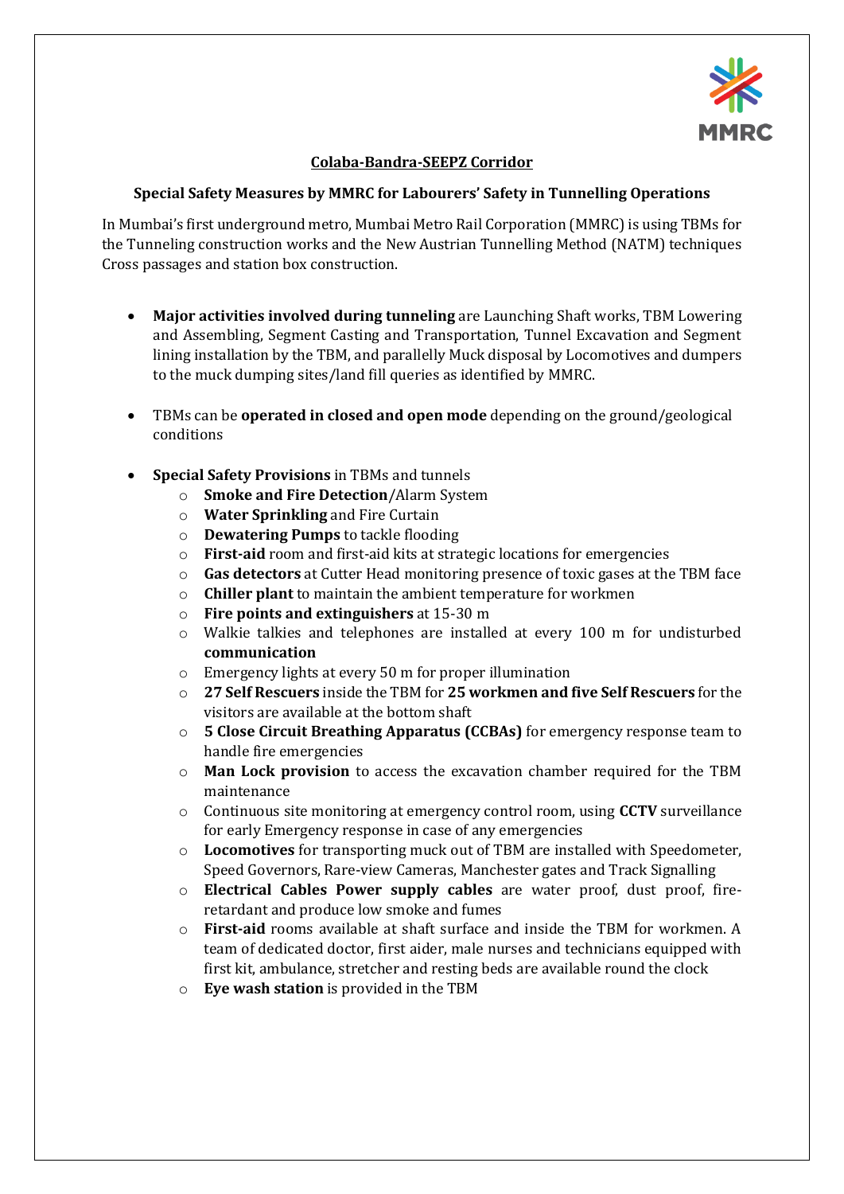## Colaba-Bandra-SEEPZ Corridor

### Special Safety Measures by MMRC for Labourers' Safety in Tunnelling Operations

In Mumbai's first underground metro, Mumbai Metro Rail Corporation (MMRC) is using TBMs for the Tunneling construction works and the New Austrian Tunnelling Method (NATM) techniques Cross passages and station box construction.

- **Major activities involved during tunneling** are Launching Shaft works, TBM Lowering and Assembling, Segment Casting and Transportation, Tunnel Excavation and Segment lining installation by the TBM, and parallelly Muck disposal by Locomotives and dumpers to the muck dumping sites/land fill queries as identified by MMRC.

- TBMs can be **operated in closed and open mode** depending on the ground/geological conditions

- **Special Safety Provisions** in TBMs and tunnels
  - **Smoke and Fire Detection**/Alarm System
  - **Water Sprinkling** and Fire Curtain
  - **Dewatering Pumps** to tackle flooding
  - **First-aid** room and first-aid kits at strategic locations for emergencies
  - **Gas detectors** at Cutter Head monitoring presence of toxic gases at the TBM face
  - **Chiller plant** to maintain the ambient temperature for workmen
  - **Fire points and extinguishers** at 15-30 m
  - Walkie talkies and telephones are installed at every 100 m for undisturbed **communication**
  - Emergency lights at every 50 m for proper illumination
  - **27 Self Rescuers** inside the TBM for **25 workmen and five Self Rescuers** for the visitors are available at the bottom shaft
  - **5 Close Circuit Breathing Apparatus (CCBAs)** for emergency response team to handle fire emergencies
  - **Man Lock provision** to access the excavation chamber required for the TBM maintenance
  - Continuous site monitoring at emergency control room, using **CCTV** surveillance for early Emergency response in case of any emergencies
  - **Locomotives** for transporting muck out of TBM are installed with Speedometer, Speed Governors, Rare-view Cameras, Manchester gates and Track Signalling
  - **Electrical Cables Power supply cables** are water proof, dust proof, fire-retardant and produce low smoke and fumes
  - **First-aid** rooms available at shaft surface and inside the TBM for workmen. A team of dedicated doctor, first aider, male nurses and technicians equipped with first kit, ambulance, stretcher and resting beds are available round the clock
  - **Eye wash station** is provided in the TBM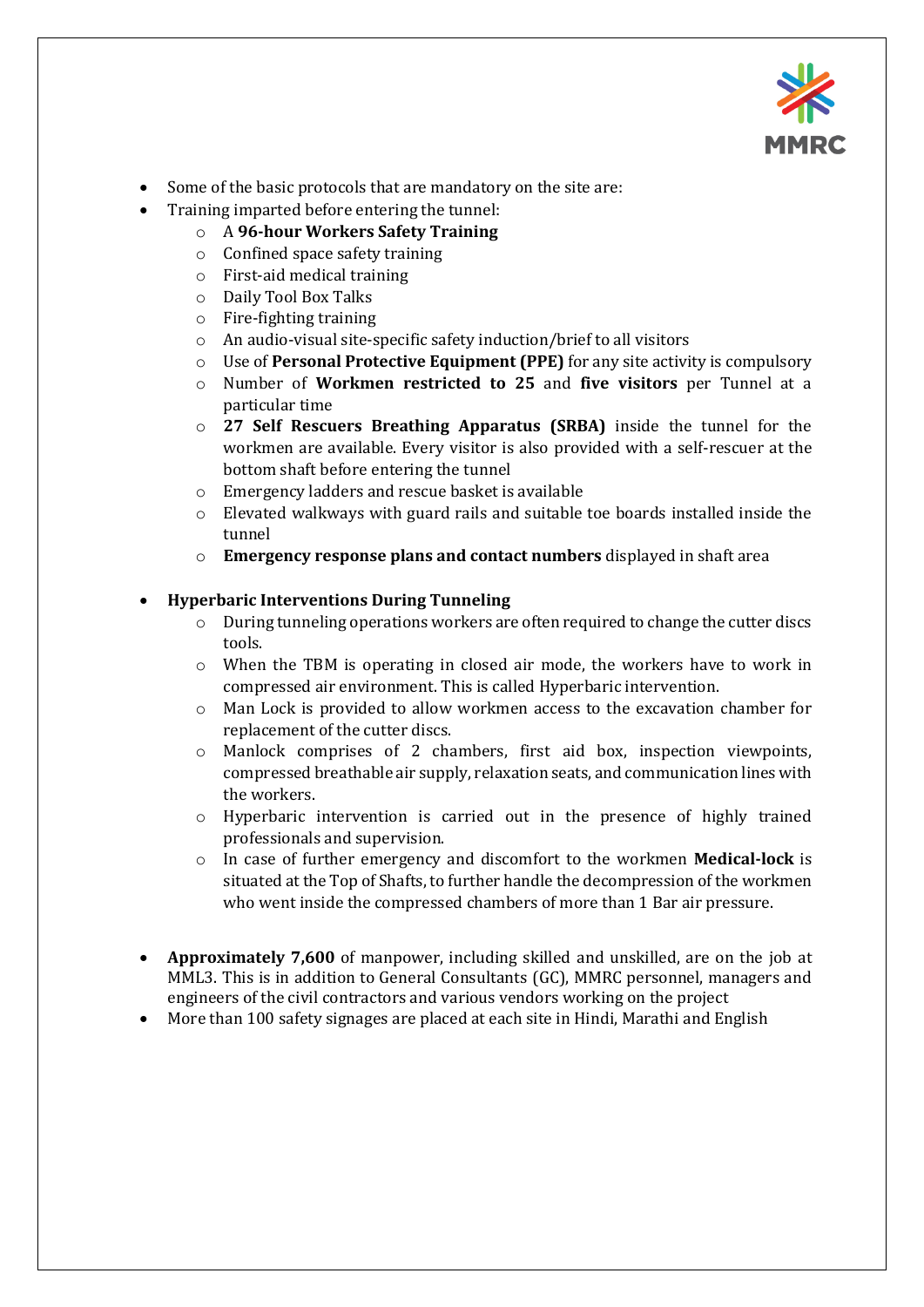- Some of the basic protocols that are mandatory on the site are:
- Training imparted before entering the tunnel:
  - A **96-hour Workers Safety Training**
  - Confined space safety training
  - First-aid medical training
  - Daily Tool Box Talks
  - Fire-fighting training
  - An audio-visual site-specific safety induction/brief to all visitors
  - Use of **Personal Protective Equipment (PPE)** for any site activity is compulsory
  - Number of **Workmen restricted to 25** and **five visitors** per Tunnel at a particular time
  - **27 Self Rescuers Breathing Apparatus (SRBA)** inside the tunnel for the workmen are available. Every visitor is also provided with a self-rescuer at the bottom shaft before entering the tunnel
  - Emergency ladders and rescue basket is available
  - Elevated walkways with guard rails and suitable toe boards installed inside the tunnel
  - **Emergency response plans and contact numbers** displayed in shaft area

- **Hyperbaric Interventions During Tunneling**
  - During tunneling operations workers are often required to change the cutter discs tools.
  - When the TBM is operating in closed air mode, the workers have to work in compressed air environment. This is called Hyperbaric intervention.
  - Man Lock is provided to allow workmen access to the excavation chamber for replacement of the cutter discs.
  - Manlock comprises of 2 chambers, first aid box, inspection viewpoints, compressed breathable air supply, relaxation seats, and communication lines with the workers.
  - Hyperbaric intervention is carried out in the presence of highly trained professionals and supervision.
  - In case of further emergency and discomfort to the workmen **Medical-lock** is situated at the Top of Shafts, to further handle the decompression of the workmen who went inside the compressed chambers of more than 1 Bar air pressure.

- **Approximately 7,600** of manpower, including skilled and unskilled, are on the job at MML3. This is in addition to General Consultants (GC), MMRC personnel, managers and engineers of the civil contractors and various vendors working on the project
- More than 100 safety signages are placed at each site in Hindi, Marathi and English